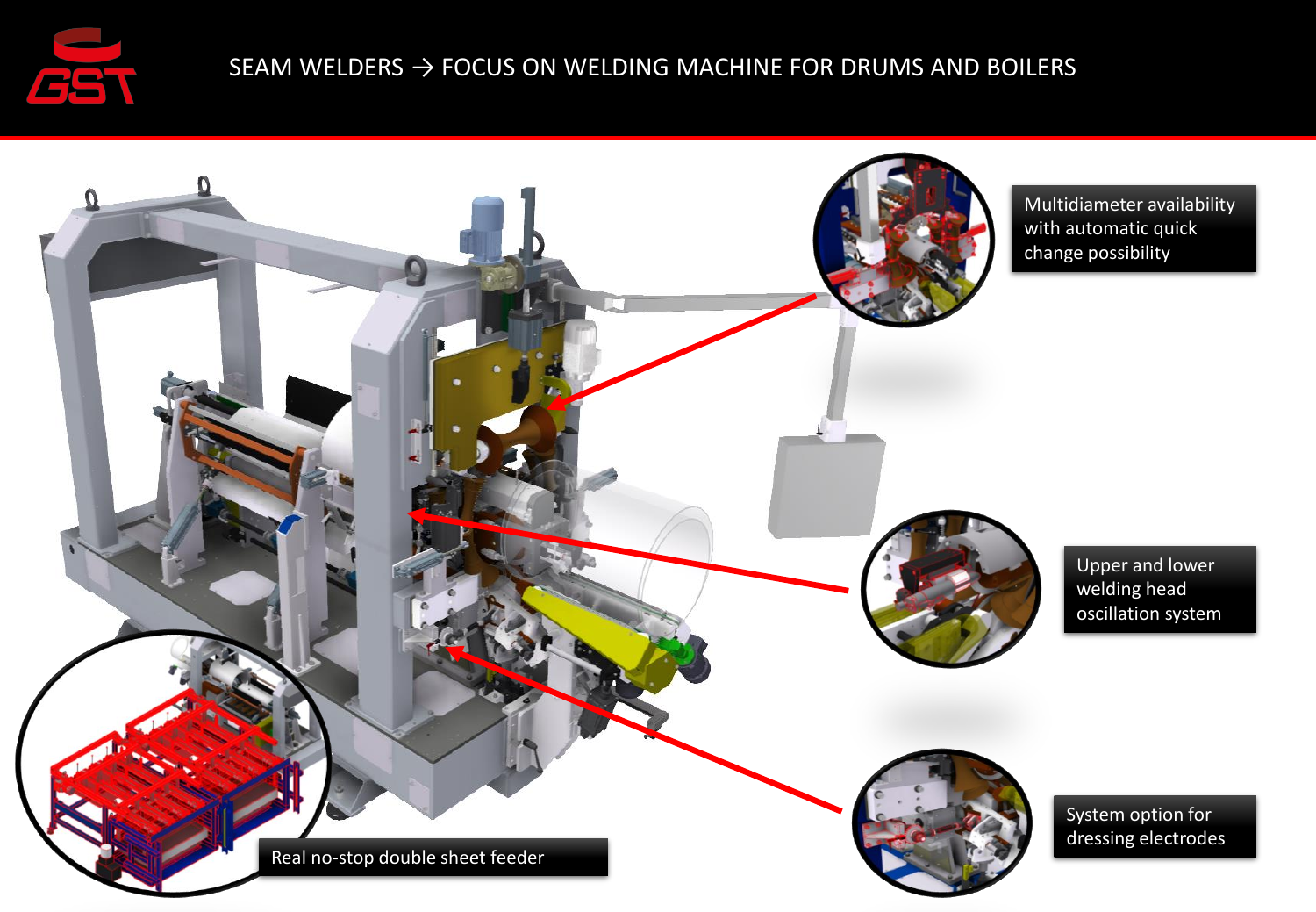# SEAM WELDERS → FOCUS ON WELDING MACHINE FOR DRUMS AND BOILERS

Multidiameter availability with automatic quick change possibility

Upper and lower welding head oscillation system

System option for dressing electrodes

Real no-stop double sheet feeder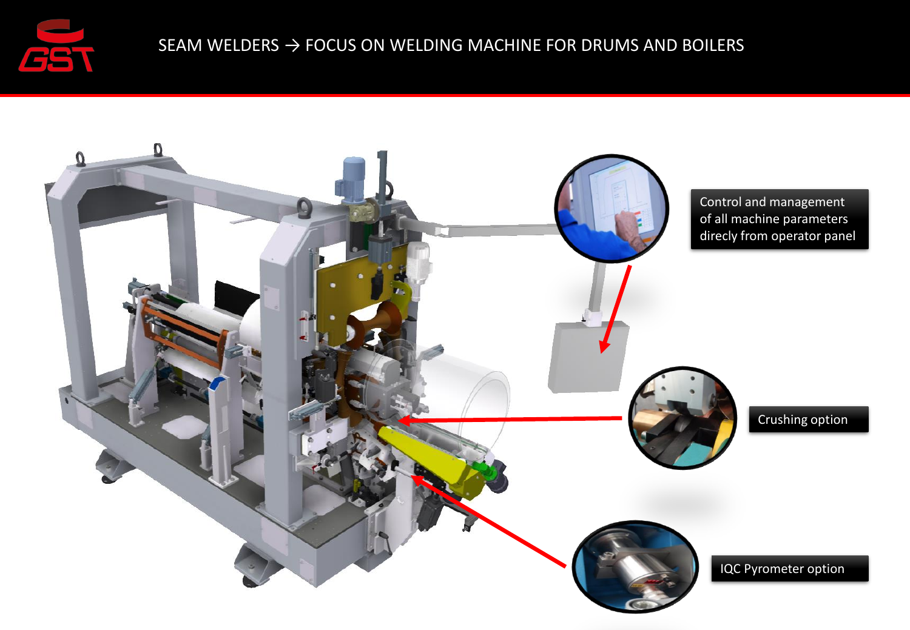# SEAM WELDERS → FOCUS ON WELDING MACHINE FOR DRUMS AND BOILERS

Control and management of all machine parameters direcly from operator panel

Crushing option

IQC Pyrometer option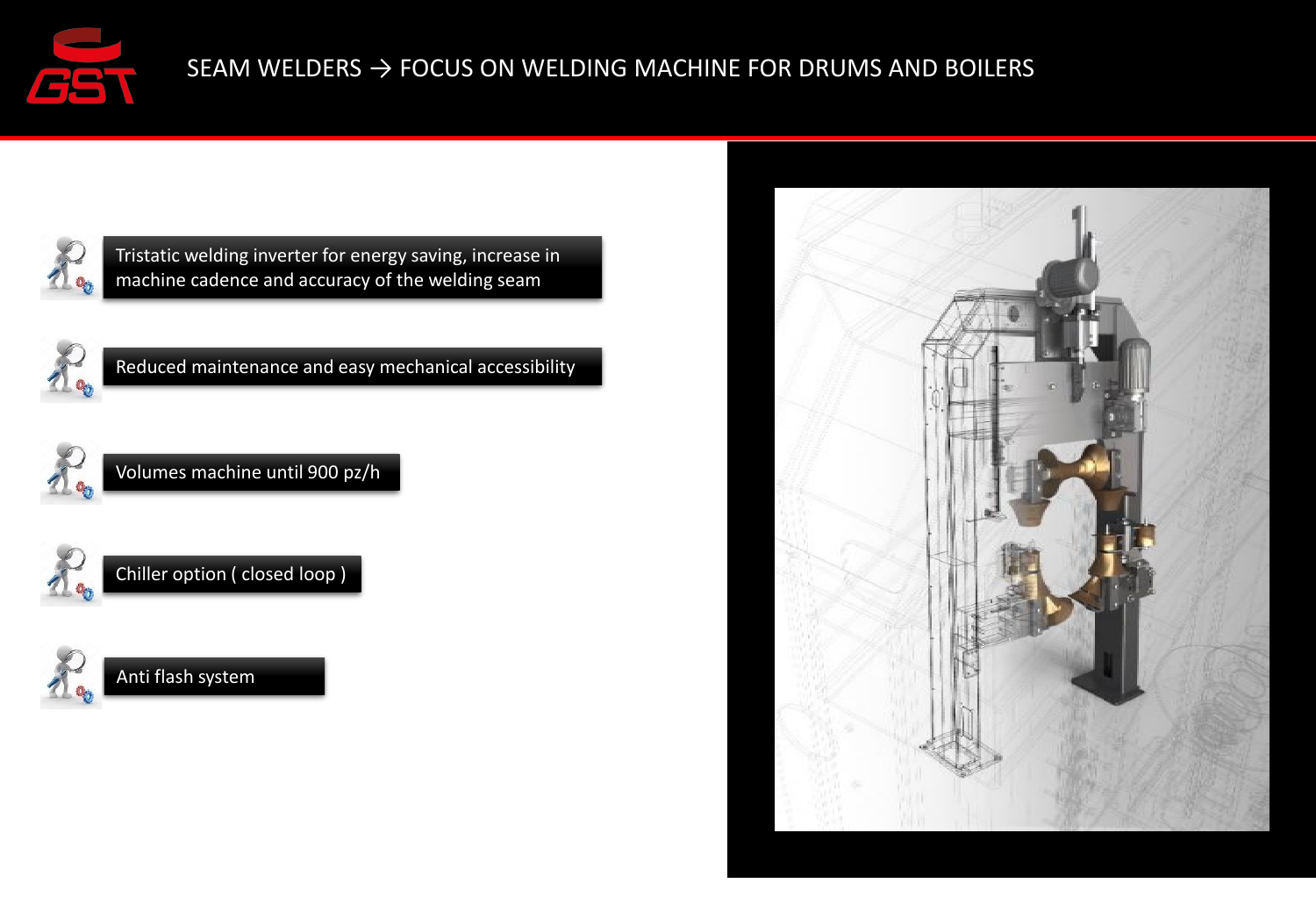# SEAM WELDERS → FOCUS ON WELDING MACHINE FOR DRUMS AND BOILERS

- Tristatic welding inverter for energy saving, increase in machine cadence and accuracy of the welding seam
- Reduced maintenance and easy mechanical accessibility
- Volumes machine until 900 pz/h
- Chiller option ( closed loop )
- Anti flash system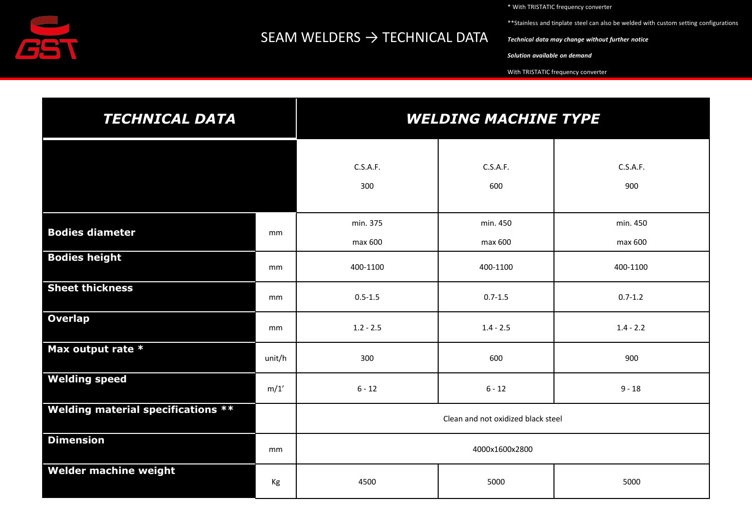# SEAM WELDERS → TECHNICAL DATA

* With TRISTATIC frequency converter

**Stainless and tinplate steel can also be welded with custom setting configurations

*Technical data may change without further notice*

*Solution available on demand*

With TRISTATIC frequency converter

| ***TECHNICAL DATA*** | | ***WELDING MACHINE TYPE*** | | |
|---|---|---|---|---|
| | | C.S.A.F. 300 | C.S.A.F. 600 | C.S.A.F. 900 |
| **Bodies diameter** | mm | min. 375 max 600 | min. 450 max 600 | min. 450 max 600 |
| **Bodies height** | mm | 400-1100 | 400-1100 | 400-1100 |
| **Sheet thickness** | mm | 0.5-1.5 | 0.7-1.5 | 0.7-1.2 |
| **Overlap** | mm | 1.2 - 2.5 | 1.4 - 2.5 | 1.4 - 2.2 |
| **Max output rate *** | unit/h | 300 | 600 | 900 |
| **Welding speed** | m/1′ | 6 - 12 | 6 - 12 | 9 - 18 |
| **Welding material specifications **** | | Clean and not oxidized black steel | | |
| **Dimension** | mm | 4000x1600x2800 | | |
| **Welder machine weight** | Kg | 4500 | 5000 | 5000 |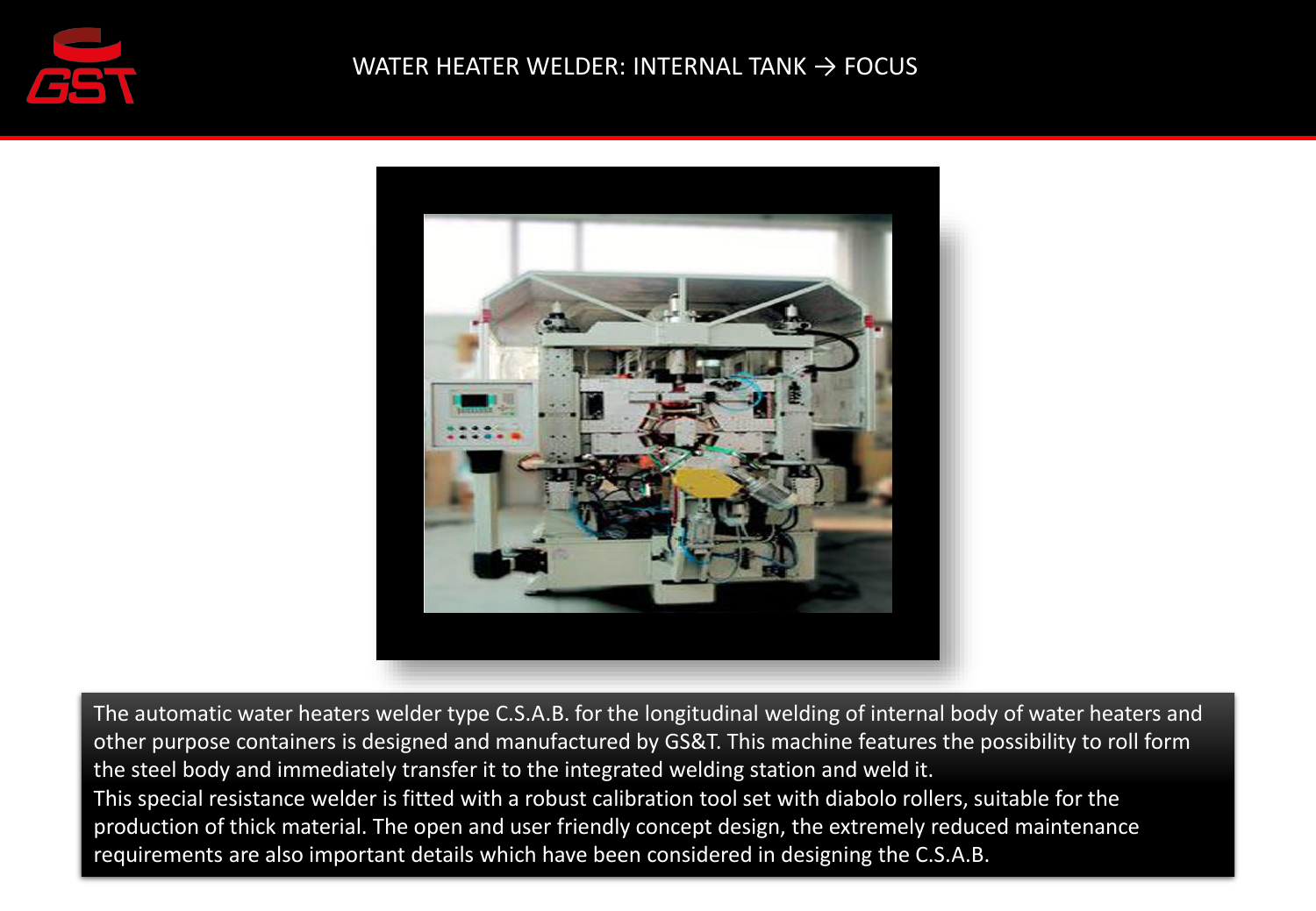# WATER HEATER WELDER: INTERNAL TANK → FOCUS

The automatic water heaters welder type C.S.A.B. for the longitudinal welding of internal body of water heaters and other purpose containers is designed and manufactured by GS&T. This machine features the possibility to roll form the steel body and immediately transfer it to the integrated welding station and weld it.

This special resistance welder is fitted with a robust calibration tool set with diabolo rollers, suitable for the production of thick material. The open and user friendly concept design, the extremely reduced maintenance requirements are also important details which have been considered in designing the C.S.A.B.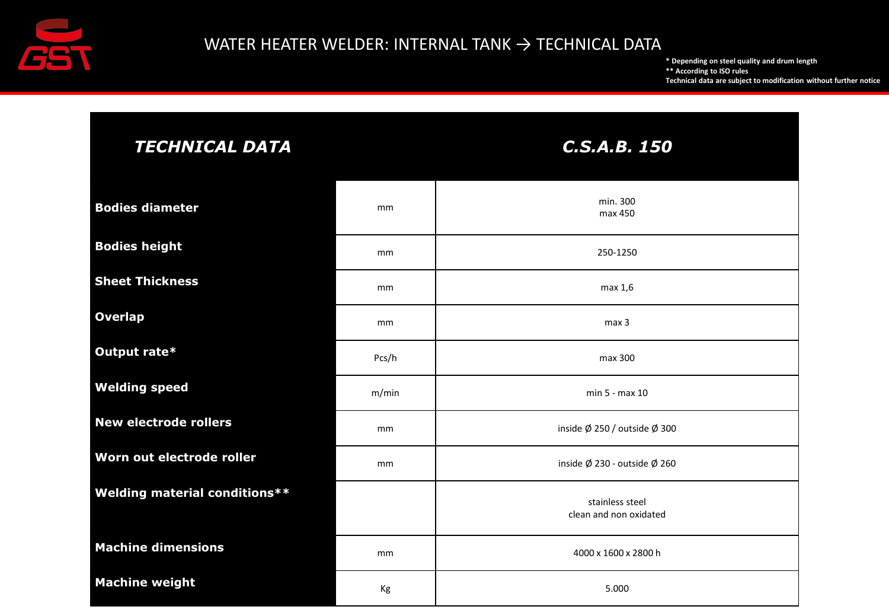# WATER HEATER WELDER: INTERNAL TANK → TECHNICAL DATA

* Depending on steel quality and drum length
** According to ISO rules
Technical data are subject to modification without further notice

| *TECHNICAL DATA* | | *C.S.A.B. 150* |
|---|---|---|
| **Bodies diameter** | mm | min. 300<br>max 450 |
| **Bodies height** | mm | 250-1250 |
| **Sheet Thickness** | mm | max 1,6 |
| **Overlap** | mm | max 3 |
| **Output rate*** | Pcs/h | max 300 |
| **Welding speed** | m/min | min 5 - max 10 |
| **New electrode rollers** | mm | inside Ø 250 / outside Ø 300 |
| **Worn out electrode roller** | mm | inside Ø 230 - outside Ø 260 |
| **Welding material conditions**** | | stainless steel<br>clean and non oxidated |
| **Machine dimensions** | mm | 4000 x 1600 x 2800 h |
| **Machine weight** | Kg | 5.000 |